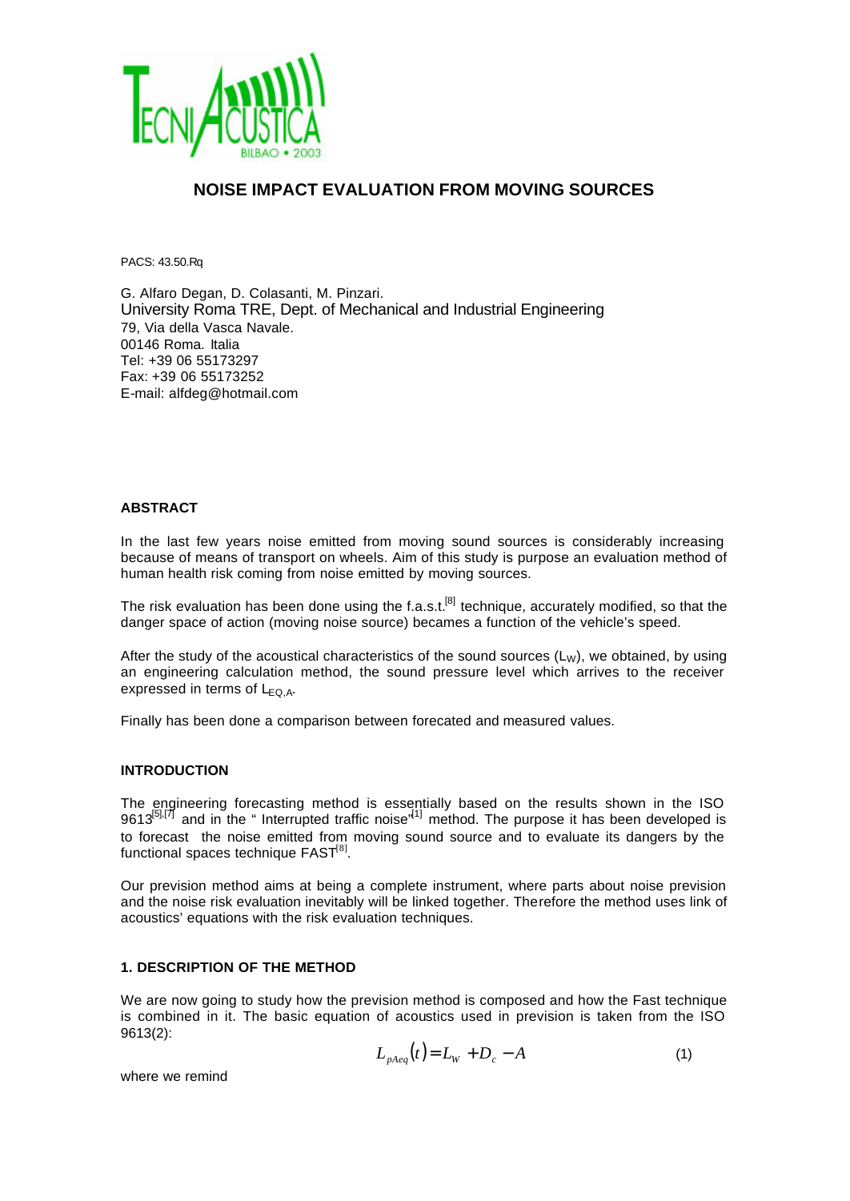# NOISE IMPACT EVALUATION FROM MOVING SOURCES

PACS: 43.50.Rq

G. Alfaro Degan, D. Colasanti, M. Pinzari.
University Roma TRE, Dept. of Mechanical and Industrial Engineering
79, Via della Vasca Navale.
00146 Roma. Italia
Tel: +39 06 55173297
Fax: +39 06 55173252
E-mail: alfdeg@hotmail.com

## ABSTRACT

In the last few years noise emitted from moving sound sources is considerably increasing because of means of transport on wheels. Aim of this study is purpose an evaluation method of human health risk coming from noise emitted by moving sources.

The risk evaluation has been done using the f.a.s.t.[8] technique, accurately modified, so that the danger space of action (moving noise source) becames a function of the vehicle's speed.

After the study of the acoustical characteristics of the sound sources ($L_W$), we obtained, by using an engineering calculation method, the sound pressure level which arrives to the receiver expressed in terms of $L_{EQ,A}$.

Finally has been done a comparison between forecated and measured values.

## INTRODUCTION

The engineering forecasting method is essentially based on the results shown in the ISO 9613[5],[7] and in the " Interrupted traffic noise"[1] method. The purpose it has been developed is to forecast the noise emitted from moving sound source and to evaluate its dangers by the functional spaces technique FAST[8].

Our prevision method aims at being a complete instrument, where parts about noise prevision and the noise risk evaluation inevitably will be linked together. Therefore the method uses link of acoustics' equations with the risk evaluation techniques.

## 1. DESCRIPTION OF THE METHOD

We are now going to study how the prevision method is composed and how the Fast technique is combined in it. The basic equation of acoustics used in prevision is taken from the ISO 9613(2):

$$L_{pAeq}(t) = L_W + D_c - A \qquad (1)$$

where we remind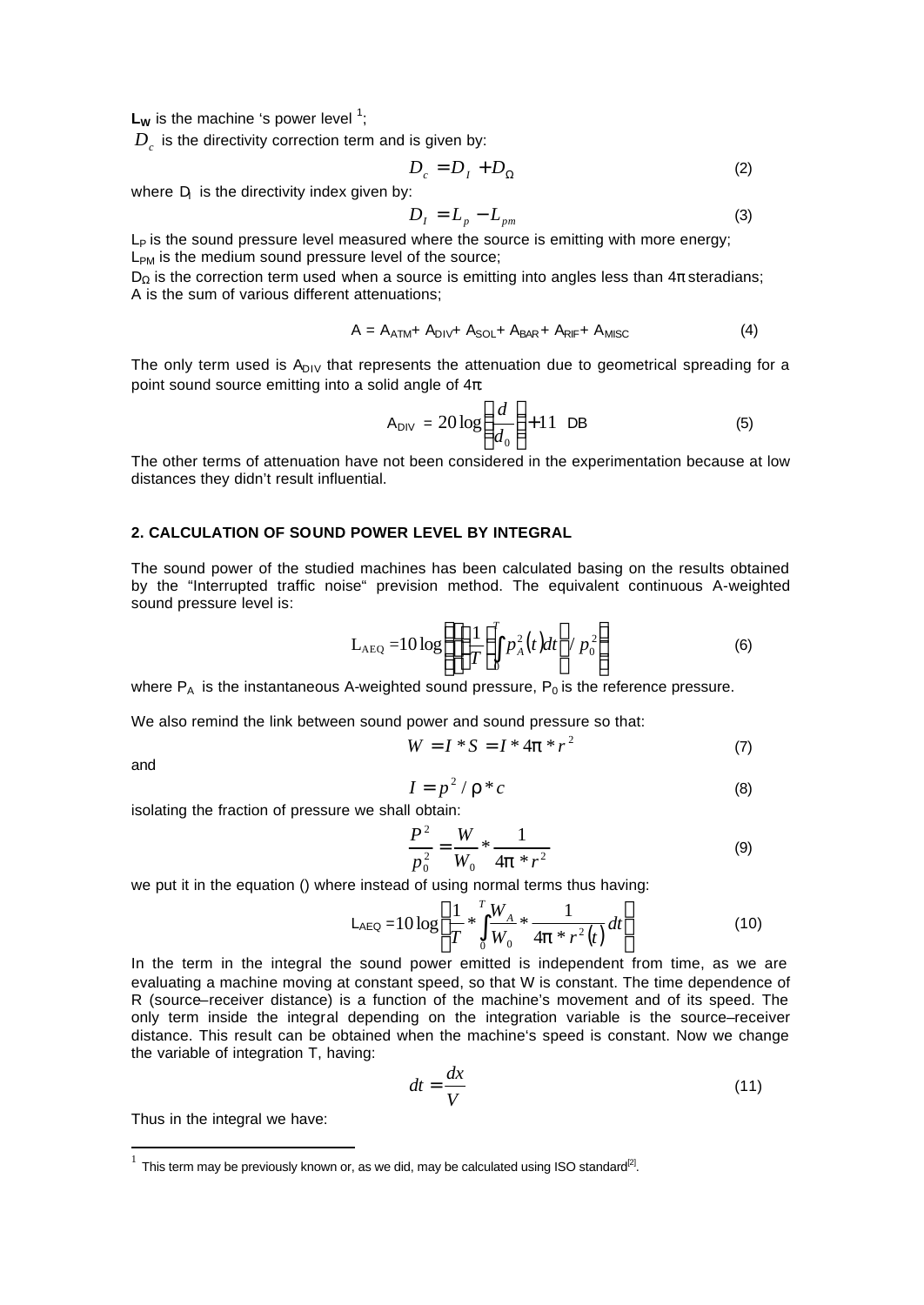$L_W$ is the machine 's power level [1];

$D_c$ is the directivity correction term and is given by:

$$D_c = D_I + D_\Omega \tag{2}$$

where $D_I$ is the directivity index given by:

$$D_I = L_p - L_{pm} \tag{3}$$

$L_P$ is the sound pressure level measured where the source is emitting with more energy;
$L_{PM}$ is the medium sound pressure level of the source;
$D_\Omega$ is the correction term used when a source is emitting into angles less than 4π steradians;
A is the sum of various different attenuations;

$$A = A_{ATM} + A_{DIV} + A_{SOL} + A_{BAR} + A_{RIF} + A_{MISC} \tag{4}$$

The only term used is $A_{DIV}$ that represents the attenuation due to geometrical spreading for a point sound source emitting into a solid angle of 4π:

$$A_{DIV} = 20 \log\left(\frac{d}{d_0}\right) + 11 \text{ DB} \tag{5}$$

The other terms of attenuation have not been considered in the experimentation because at low distances they didn't result influential.

## 2. CALCULATION OF SOUND POWER LEVEL BY INTEGRAL

The sound power of the studied machines has been calculated basing on the results obtained by the "Interrupted traffic noise" prevision method. The equivalent continuous A-weighted sound pressure level is:

$$L_{AEQ} = 10 \log\left[\left(\frac{1}{T}\left(\int_0^T p_A^2(t)dt\right) / p_0^2\right)\right] \tag{6}$$

where $P_A$ is the instantaneous A-weighted sound pressure, $P_0$ is the reference pressure.

We also remind the link between sound power and sound pressure so that:

$$W = I * S = I * 4\pi * r^2 \tag{7}$$

and

$$I = p^2 / \rho * c \tag{8}$$

isolating the fraction of pressure we shall obtain:

$$\frac{P^2}{p_0^2} = \frac{W}{W_0} * \frac{1}{4\pi * r^2} \tag{9}$$

we put it in the equation () where instead of using normal terms thus having:

$$L_{AEQ} = 10 \log\left[\frac{1}{T} * \int_0^T \frac{W_A}{W_0} * \frac{1}{4\pi * r^2(t)} dt\right] \tag{10}$$

In the term in the integral the sound power emitted is independent from time, as we are evaluating a machine moving at constant speed, so that W is constant. The time dependence of R (source–receiver distance) is a function of the machine's movement and of its speed. The only term inside the integral depending on the integration variable is the source–receiver distance. This result can be obtained when the machine's speed is constant. Now we change the variable of integration T, having:

$$dt = \frac{dx}{V} \tag{11}$$

Thus in the integral we have:

[1] This term may be previously known or, as we did, may be calculated using ISO standard[2].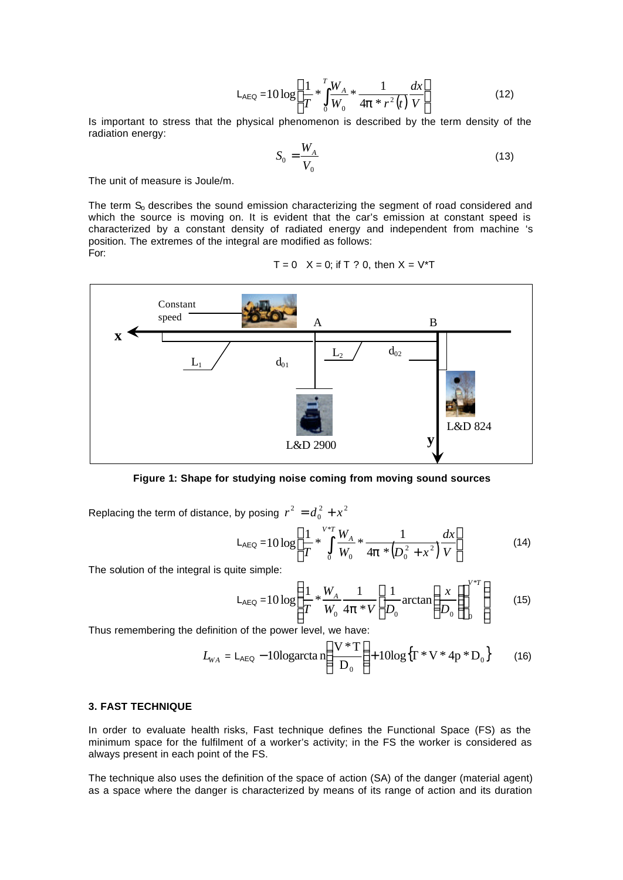$$L_{AEQ} = 10\log\left(\frac{1}{T} * \int_0^T \frac{W_A}{W_0} * \frac{1}{4\pi * r^2(t)} \frac{dx}{V}\right) \tag{12}$$

Is important to stress that the physical phenomenon is described by the term density of the radiation energy:

$$S_0 = \frac{W_A}{V_0} \tag{13}$$

The unit of measure is Joule/m.

The term $S_0$ describes the sound emission characterizing the segment of road considered and which the source is moving on. It is evident that the car's emission at constant speed is characterized by a constant density of radiated energy and independent from machine 's position. The extremes of the integral are modified as follows:
For:

T = 0 X = 0; if T ? 0, then X = V*T

**Figure 1: Shape for studying noise coming from moving sound sources**

Replacing the term of distance, by posing $r^2 = d_0^2 + x^2$

$$L_{AEQ} = 10\log\left(\frac{1}{T} * \int_0^{V*T} \frac{W_A}{W_0} * \frac{1}{4\pi * (D_0^2 + x^2)} \frac{dx}{V}\right) \tag{14}$$

The solution of the integral is quite simple:

$$L_{AEQ} = 10\log\left(\frac{1}{T} * \frac{W_A}{W_0} \frac{1}{4\pi * V} \left[\frac{1}{D_0} \arctan\left(\frac{x}{D_0}\right)\right]_0^{V*T}\right) \tag{15}$$

Thus remembering the definition of the power level, we have:

$$L_{WA} = L_{AEQ} - 10\log \arctan\left(\frac{V*T}{D_0}\right) + 10\log\{T * V * 4p * D_0\} \tag{16}$$

### 3. FAST TECHNIQUE

In order to evaluate health risks, Fast technique defines the Functional Space (FS) as the minimum space for the fulfilment of a worker's activity; in the FS the worker is considered as always present in each point of the FS.

The technique also uses the definition of the space of action (SA) of the danger (material agent) as a space where the danger is characterized by means of its range of action and its duration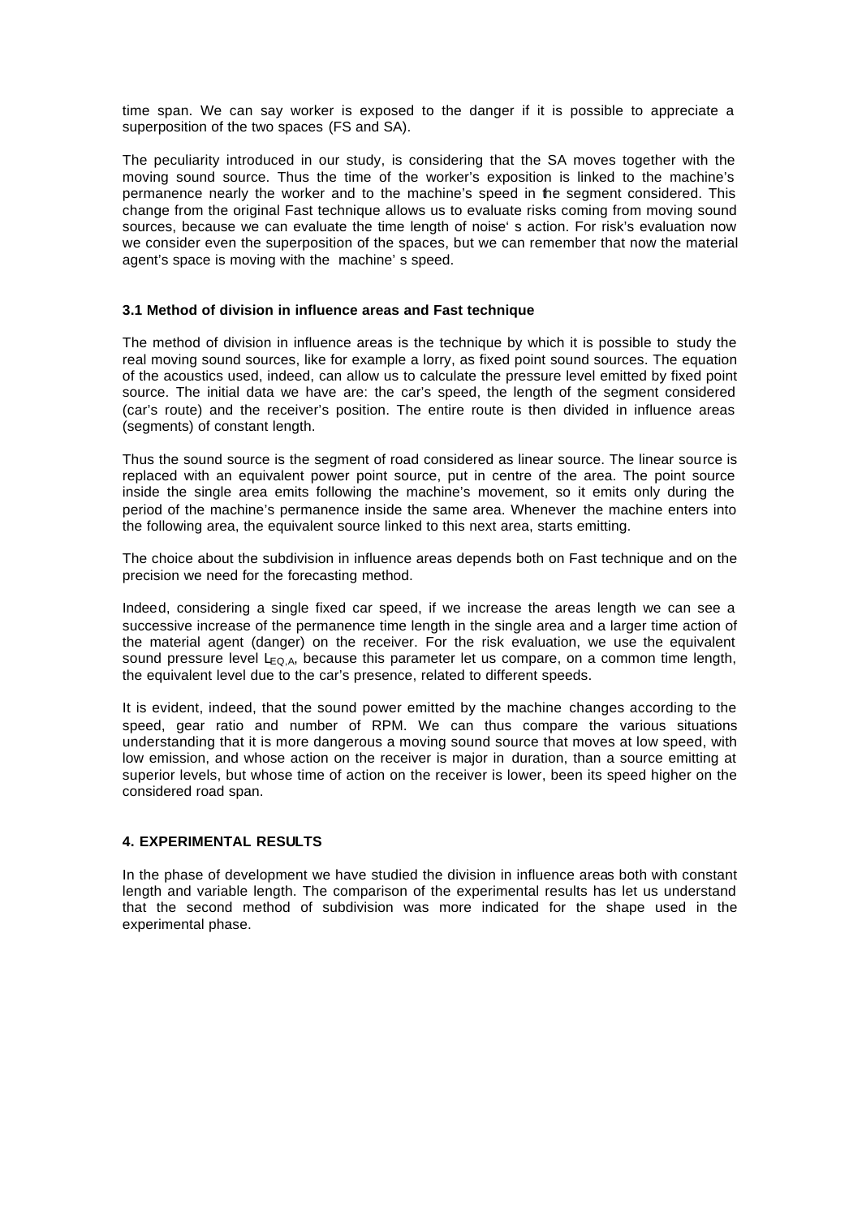time span. We can say worker is exposed to the danger if it is possible to appreciate a superposition of the two spaces (FS and SA).

The peculiarity introduced in our study, is considering that the SA moves together with the moving sound source. Thus the time of the worker's exposition is linked to the machine's permanence nearly the worker and to the machine's speed in the segment considered. This change from the original Fast technique allows us to evaluate risks coming from moving sound sources, because we can evaluate the time length of noise' s action. For risk's evaluation now we consider even the superposition of the spaces, but we can remember that now the material agent's space is moving with the machine' s speed.

### 3.1 Method of division in influence areas and Fast technique

The method of division in influence areas is the technique by which it is possible to study the real moving sound sources, like for example a lorry, as fixed point sound sources. The equation of the acoustics used, indeed, can allow us to calculate the pressure level emitted by fixed point source. The initial data we have are: the car's speed, the length of the segment considered (car's route) and the receiver's position. The entire route is then divided in influence areas (segments) of constant length.

Thus the sound source is the segment of road considered as linear source. The linear source is replaced with an equivalent power point source, put in centre of the area. The point source inside the single area emits following the machine's movement, so it emits only during the period of the machine's permanence inside the same area. Whenever the machine enters into the following area, the equivalent source linked to this next area, starts emitting.

The choice about the subdivision in influence areas depends both on Fast technique and on the precision we need for the forecasting method.

Indeed, considering a single fixed car speed, if we increase the areas length we can see a successive increase of the permanence time length in the single area and a larger time action of the material agent (danger) on the receiver. For the risk evaluation, we use the equivalent sound pressure level $L_{EQ,A}$, because this parameter let us compare, on a common time length, the equivalent level due to the car's presence, related to different speeds.

It is evident, indeed, that the sound power emitted by the machine changes according to the speed, gear ratio and number of RPM. We can thus compare the various situations understanding that it is more dangerous a moving sound source that moves at low speed, with low emission, and whose action on the receiver is major in duration, than a source emitting at superior levels, but whose time of action on the receiver is lower, been its speed higher on the considered road span.

## 4. EXPERIMENTAL RESULTS

In the phase of development we have studied the division in influence areas both with constant length and variable length. The comparison of the experimental results has let us understand that the second method of subdivision was more indicated for the shape used in the experimental phase.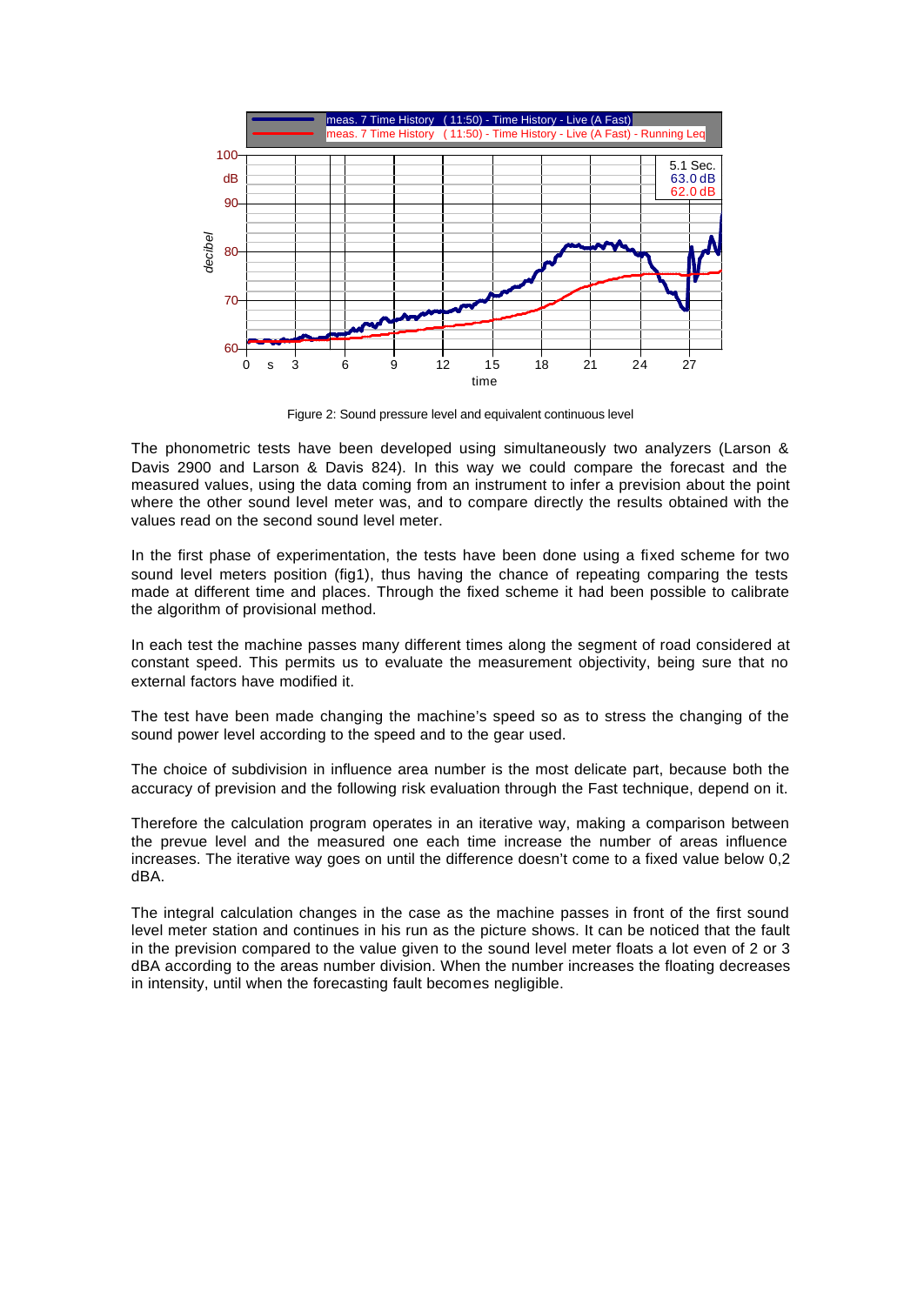Figure 2: Sound pressure level and equivalent continuous level

The phonometric tests have been developed using simultaneously two analyzers (Larson & Davis 2900 and Larson & Davis 824). In this way we could compare the forecast and the measured values, using the data coming from an instrument to infer a prevision about the point where the other sound level meter was, and to compare directly the results obtained with the values read on the second sound level meter.

In the first phase of experimentation, the tests have been done using a fixed scheme for two sound level meters position (fig1), thus having the chance of repeating comparing the tests made at different time and places. Through the fixed scheme it had been possible to calibrate the algorithm of provisional method.

In each test the machine passes many different times along the segment of road considered at constant speed. This permits us to evaluate the measurement objectivity, being sure that no external factors have modified it.

The test have been made changing the machine's speed so as to stress the changing of the sound power level according to the speed and to the gear used.

The choice of subdivision in influence area number is the most delicate part, because both the accuracy of prevision and the following risk evaluation through the Fast technique, depend on it.

Therefore the calculation program operates in an iterative way, making a comparison between the prevue level and the measured one each time increase the number of areas influence increases. The iterative way goes on until the difference doesn't come to a fixed value below 0,2 dBA.

The integral calculation changes in the case as the machine passes in front of the first sound level meter station and continues in his run as the picture shows. It can be noticed that the fault in the prevision compared to the value given to the sound level meter floats a lot even of 2 or 3 dBA according to the areas number division. When the number increases the floating decreases in intensity, until when the forecasting fault becomes negligible.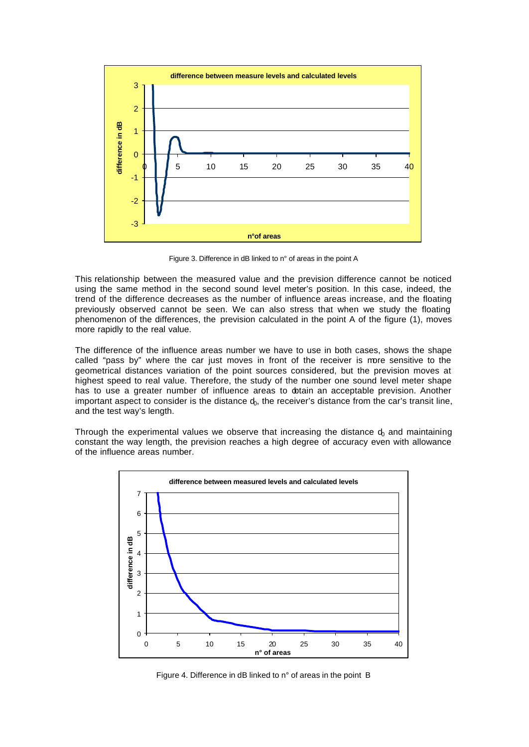Figure 3. Difference in dB linked to n° of areas in the point A

This relationship between the measured value and the prevision difference cannot be noticed using the same method in the second sound level meter's position. In this case, indeed, the trend of the difference decreases as the number of influence areas increase, and the floating previously observed cannot be seen. We can also stress that when we study the floating phenomenon of the differences, the prevision calculated in the point A of the figure (1), moves more rapidly to the real value.

The difference of the influence areas number we have to use in both cases, shows the shape called "pass by" where the car just moves in front of the receiver is more sensitive to the geometrical distances variation of the point sources considered, but the prevision moves at highest speed to real value. Therefore, the study of the number one sound level meter shape has to use a greater number of influence areas to obtain an acceptable prevision. Another important aspect to consider is the distance $d_0$, the receiver's distance from the car's transit line, and the test way's length.

Through the experimental values we observe that increasing the distance $d_0$ and maintaining constant the way length, the prevision reaches a high degree of accuracy even with allowance of the influence areas number.

Figure 4. Difference in dB linked to n° of areas in the point B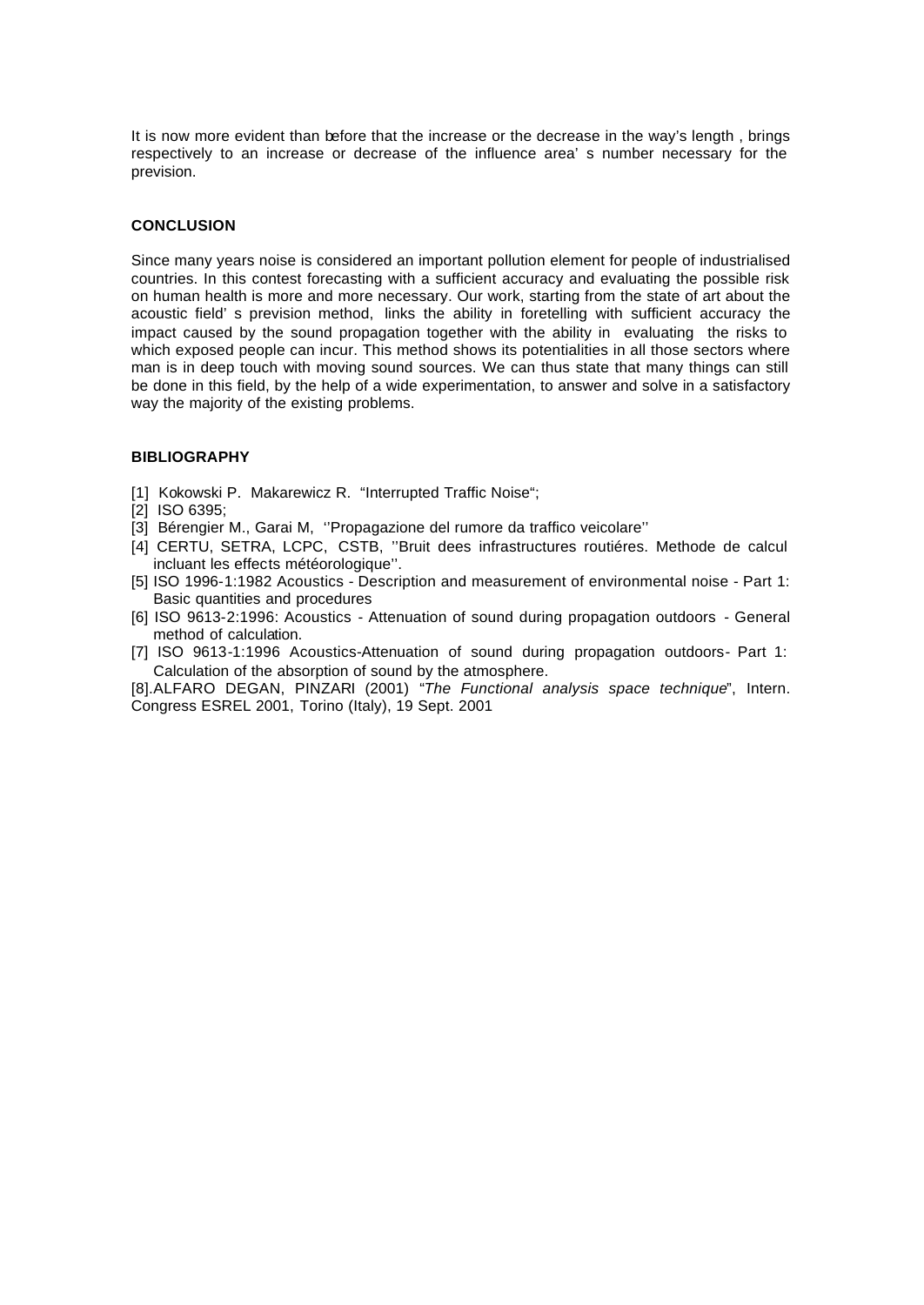It is now more evident than before that the increase or the decrease in the way's length , brings respectively to an increase or decrease of the influence area' s number necessary for the prevision.

## CONCLUSION

Since many years noise is considered an important pollution element for people of industrialised countries. In this contest forecasting with a sufficient accuracy and evaluating the possible risk on human health is more and more necessary. Our work, starting from the state of art about the acoustic field' s prevision method, links the ability in foretelling with sufficient accuracy the impact caused by the sound propagation together with the ability in evaluating the risks to which exposed people can incur. This method shows its potentialities in all those sectors where man is in deep touch with moving sound sources. We can thus state that many things can still be done in this field, by the help of a wide experimentation, to answer and solve in a satisfactory way the majority of the existing problems.

## BIBLIOGRAPHY

[1] Kokowski P. Makarewicz R. "Interrupted Traffic Noise";
[2] ISO 6395;
[3] Bérengier M., Garai M, ''Propagazione del rumore da traffico veicolare''
[4] CERTU, SETRA, LCPC, CSTB, ''Bruit dees infrastructures routiéres. Methode de calcul incluant les effects météorologique''.
[5] ISO 1996-1:1982 Acoustics - Description and measurement of environmental noise - Part 1: Basic quantities and procedures
[6] ISO 9613-2:1996: Acoustics - Attenuation of sound during propagation outdoors - General method of calculation.
[7] ISO 9613-1:1996 Acoustics-Attenuation of sound during propagation outdoors- Part 1: Calculation of the absorption of sound by the atmosphere.
[8].ALFARO DEGAN, PINZARI (2001) "*The Functional analysis space technique*", Intern. Congress ESREL 2001, Torino (Italy), 19 Sept. 2001